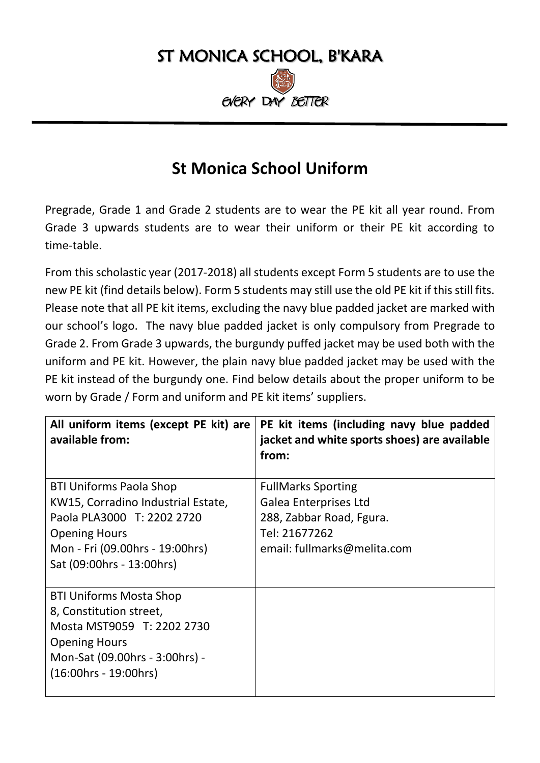# ST MONICA SCHOOL, B'KARA

EVERY DAY BETTER

## St Monica School Uniform

Pregrade, Grade 1 and Grade 2 students are to wear the PE kit all year round. From Grade 3 upwards students are to wear their uniform or their PE kit according to time-table.

From this scholastic year (2017-2018) all students except Form 5 students are to use the new PE kit (find details below). Form 5 students may still use the old PE kit if this still fits. Please note that all PE kit items, excluding the navy blue padded jacket are marked with our school's logo. The navy blue padded jacket is only compulsory from Pregrade to Grade 2. From Grade 3 upwards, the burgundy puffed jacket may be used both with the uniform and PE kit. However, the plain navy blue padded jacket may be used with the PE kit instead of the burgundy one. Find below details about the proper uniform to be worn by Grade / Form and uniform and PE kit items' suppliers.

| **All uniform items (except PE kit) are available from:** | **PE kit items (including navy blue padded jacket and white sports shoes) are available from:** |
|---|---|
| BTI Uniforms Paola Shop<br>KW15, Corradino Industrial Estate,<br>Paola PLA3000 T: 2202 2720<br>Opening Hours<br>Mon - Fri (09.00hrs - 19:00hrs)<br>Sat (09:00hrs - 13:00hrs) | FullMarks Sporting<br>Galea Enterprises Ltd<br>288, Zabbar Road, Fgura.<br>Tel: 21677262<br>email: fullmarks@melita.com |
| BTI Uniforms Mosta Shop<br>8, Constitution street,<br>Mosta MST9059 T: 2202 2730<br>Opening Hours<br>Mon-Sat (09.00hrs - 3:00hrs) -<br>(16:00hrs - 19:00hrs) | |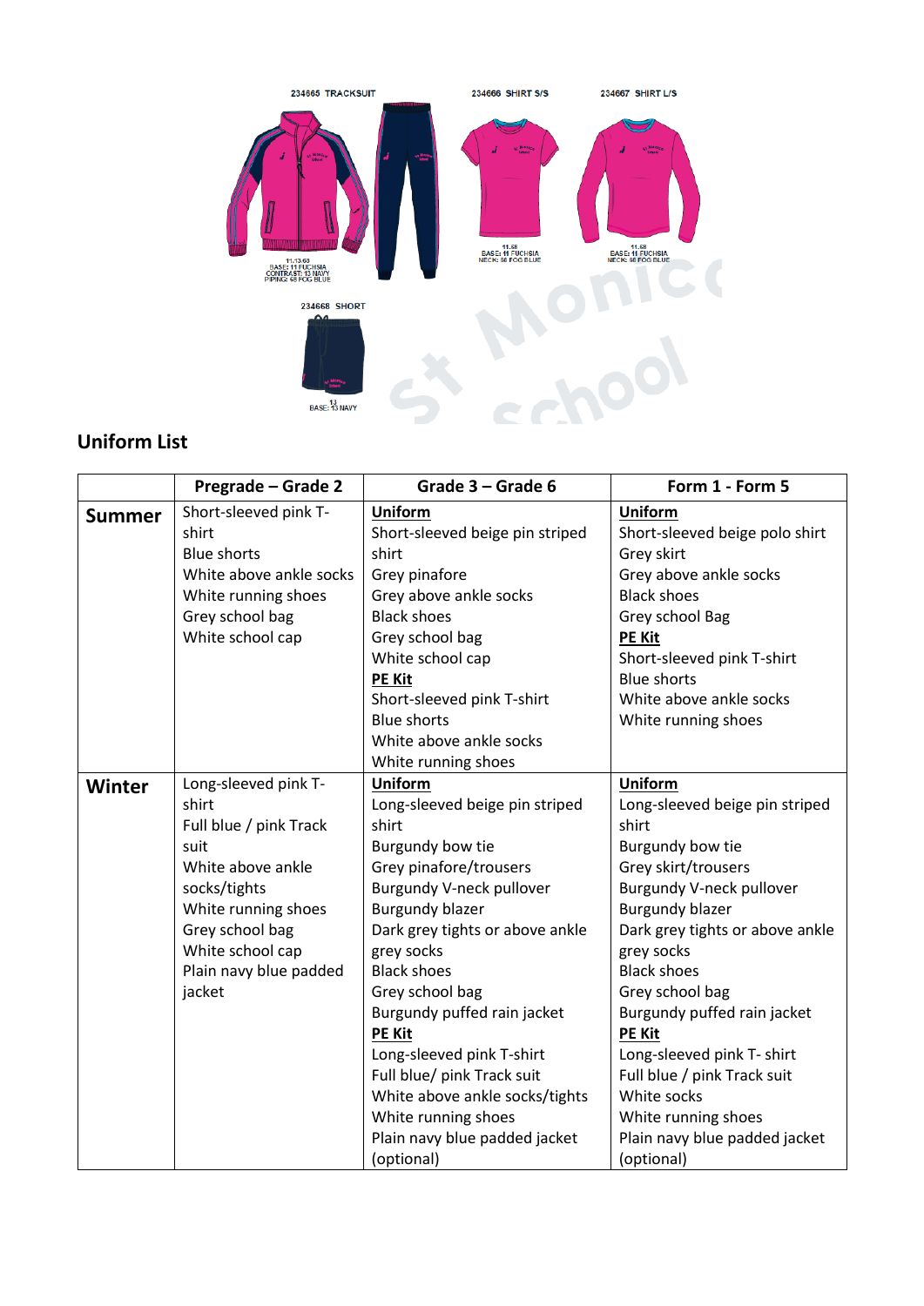234665 TRACKSUIT

11.13.68
BASE: 11 FUCHSIA
CONTRAST: 13 NAVY
PIPING: 68 FOG BLUE

234666 SHIRT S/S

11.68
BASE: 11 FUCHSIA
NECK: 68 FOG BLUE

234667 SHIRT L/S

11.68
BASE: 11 FUCHSIA
NECK: 68 FOG BLUE

234668 SHORT

13
BASE: 13 NAVY

## Uniform List

| | Pregrade – Grade 2 | Grade 3 – Grade 6 | Form 1 - Form 5 |
|---|---|---|---|
| **Summer** | Short-sleeved pink T-shirt<br>Blue shorts<br>White above ankle socks<br>White running shoes<br>Grey school bag<br>White school cap | **Uniform**<br>Short-sleeved beige pin striped shirt<br>Grey pinafore<br>Grey above ankle socks<br>Black shoes<br>Grey school bag<br>White school cap<br>**PE Kit**<br>Short-sleeved pink T-shirt<br>Blue shorts<br>White above ankle socks<br>White running shoes | **Uniform**<br>Short-sleeved beige polo shirt<br>Grey skirt<br>Grey above ankle socks<br>Black shoes<br>Grey school Bag<br>**PE Kit**<br>Short-sleeved pink T-shirt<br>Blue shorts<br>White above ankle socks<br>White running shoes |
| **Winter** | Long-sleeved pink T-shirt<br>Full blue / pink Track suit<br>White above ankle socks/tights<br>White running shoes<br>Grey school bag<br>White school cap<br>Plain navy blue padded jacket | **Uniform**<br>Long-sleeved beige pin striped shirt<br>Burgundy bow tie<br>Grey pinafore/trousers<br>Burgundy V-neck pullover<br>Burgundy blazer<br>Dark grey tights or above ankle grey socks<br>Black shoes<br>Grey school bag<br>Burgundy puffed rain jacket<br>**PE Kit**<br>Long-sleeved pink T-shirt<br>Full blue/ pink Track suit<br>White above ankle socks/tights<br>White running shoes<br>Plain navy blue padded jacket (optional) | **Uniform**<br>Long-sleeved beige pin striped shirt<br>Burgundy bow tie<br>Grey skirt/trousers<br>Burgundy V-neck pullover<br>Burgundy blazer<br>Dark grey tights or above ankle grey socks<br>Black shoes<br>Grey school bag<br>Burgundy puffed rain jacket<br>**PE Kit**<br>Long-sleeved pink T- shirt<br>Full blue / pink Track suit<br>White socks<br>White running shoes<br>Plain navy blue padded jacket (optional) |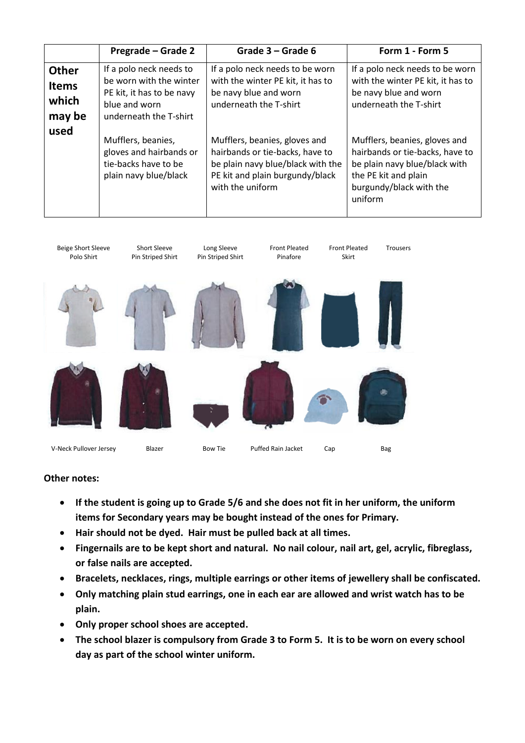| | Pregrade – Grade 2 | Grade 3 – Grade 6 | Form 1 - Form 5 |
|---|---|---|---|
| **Other Items which may be used** | If a polo neck needs to be worn with the winter PE kit, it has to be navy blue and worn underneath the T-shirt<br><br>Mufflers, beanies, gloves and hairbands or tie-backs have to be plain navy blue/black | If a polo neck needs to be worn with the winter PE kit, it has to be navy blue and worn underneath the T-shirt<br><br>Mufflers, beanies, gloves and hairbands or tie-backs, have to be plain navy blue/black with the PE kit and plain burgundy/black with the uniform | If a polo neck needs to be worn with the winter PE kit, it has to be navy blue and worn underneath the T-shirt<br><br>Mufflers, beanies, gloves and hairbands or tie-backs, have to be plain navy blue/black with the PE kit and plain burgundy/black with the uniform |

Beige Short Sleeve Polo Shirt

Short Sleeve Pin Striped Shirt

Long Sleeve Pin Striped Shirt

Front Pleated Pinafore

Front Pleated Skirt

Trousers

V-Neck Pullover Jersey

Blazer

Bow Tie

Puffed Rain Jacket

Cap

Bag

**Other notes:**

- **If the student is going up to Grade 5/6 and she does not fit in her uniform, the uniform items for Secondary years may be bought instead of the ones for Primary.**
- **Hair should not be dyed. Hair must be pulled back at all times.**
- **Fingernails are to be kept short and natural. No nail colour, nail art, gel, acrylic, fibreglass, or false nails are accepted.**
- **Bracelets, necklaces, rings, multiple earrings or other items of jewellery shall be confiscated.**
- **Only matching plain stud earrings, one in each ear are allowed and wrist watch has to be plain.**
- **Only proper school shoes are accepted.**
- **The school blazer is compulsory from Grade 3 to Form 5. It is to be worn on every school day as part of the school winter uniform.**